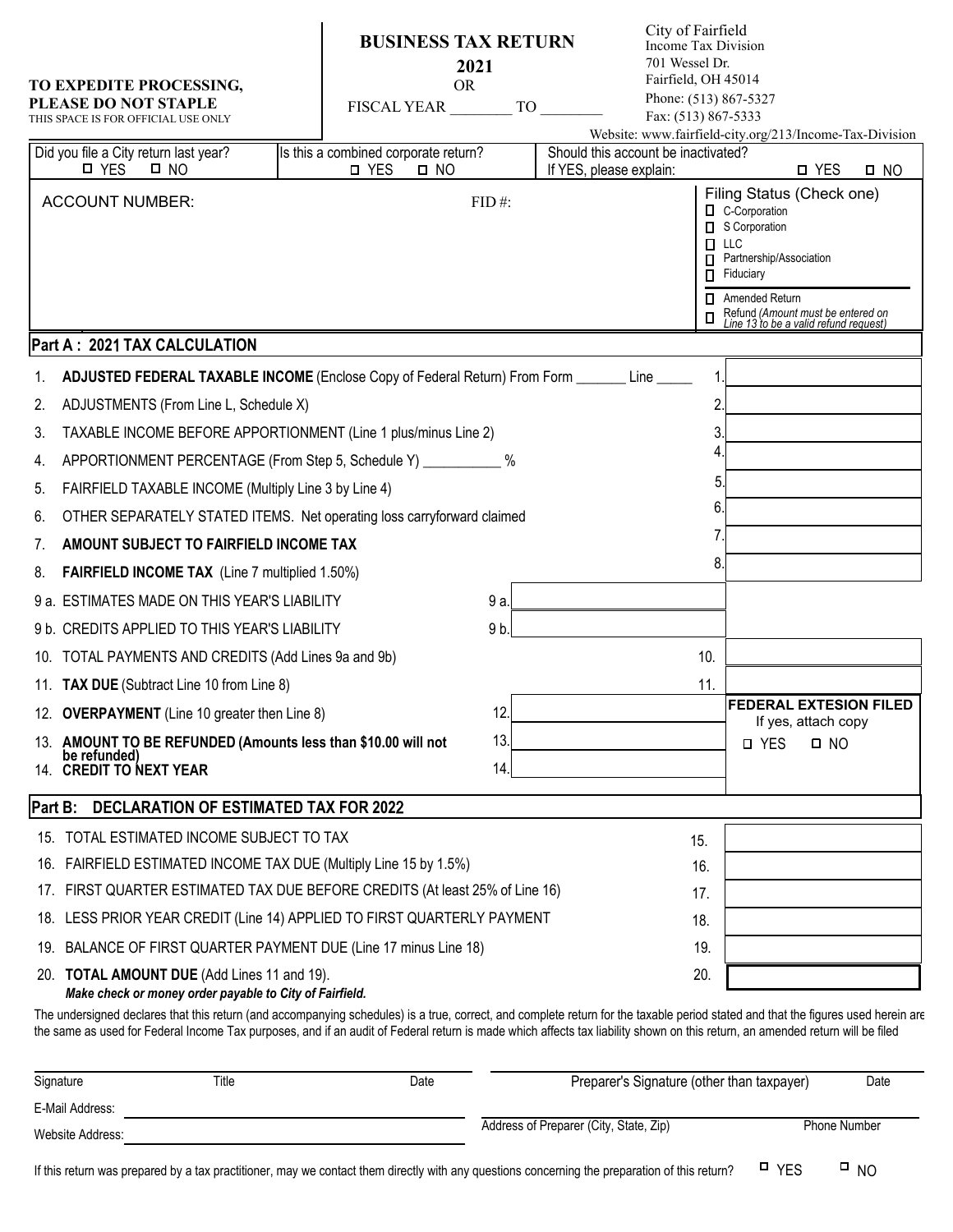TO EXPEDITE PROCESSING, PLEASE DO NOT STAPLE

THIS SPACE IS FOR OFFICIAL USE ONLY

# BUSINESS TAX RETURN

**2021**

OR

FISCAL YEAR ________ TO ________

City of Fairfield
Income Tax Division
701 Wessel Dr.
Fairfield, OH 45014
Phone: (513) 867-5327
Fax: (513) 867-5333
Website: www.fairfield-city.org/213/Income-Tax-Division

| Did you file a City return last year? ☐ YES ☐ NO | Is this a combined corporate return? ☐ YES ☐ NO | Should this account be inactivated? If YES, please explain: ☐ YES ☐ NO |
|---|---|---|

ACCOUNT NUMBER:

FID #:

Filing Status (Check one)
- ☐ C-Corporation
- ☐ S Corporation
- ☐ LLC
- ☐ Partnership/Association
- ☐ Fiduciary

- ☐ Amended Return
- ☐ Refund *(Amount must be entered on Line 13 to be a valid refund request)*

## Part A : 2021 TAX CALCULATION

| | | | |
|---|---|---|---|
| 1. | **ADJUSTED FEDERAL TAXABLE INCOME** (Enclose Copy of Federal Return) From Form _______ Line _____ | 1. | |
| 2. | ADJUSTMENTS (From Line L, Schedule X) | 2. | |
| 3. | TAXABLE INCOME BEFORE APPORTIONMENT (Line 1 plus/minus Line 2) | 3. | |
| 4. | APPORTIONMENT PERCENTAGE (From Step 5, Schedule Y) __________ % | 4. | |
| 5. | FAIRFIELD TAXABLE INCOME (Multiply Line 3 by Line 4) | 5. | |
| 6. | OTHER SEPARATELY STATED ITEMS. Net operating loss carryforward claimed | 6. | |
| 7. | **AMOUNT SUBJECT TO FAIRFIELD INCOME TAX** | 7. | |
| 8. | **FAIRFIELD INCOME TAX** (Line 7 multiplied 1.50%) | 8. | |
| 9 a. | ESTIMATES MADE ON THIS YEAR'S LIABILITY 9 a. ________ | | |
| 9 b. | CREDITS APPLIED TO THIS YEAR'S LIABILITY 9 b. ________ | | |
| 10. | TOTAL PAYMENTS AND CREDITS (Add Lines 9a and 9b) | 10. | |
| 11. | **TAX DUE** (Subtract Line 10 from Line 8) | 11. | |
| 12. | **OVERPAYMENT** (Line 10 greater then Line 8) 12. ________ | | |
| 13. | **AMOUNT TO BE REFUNDED (Amounts less than $10.00 will not be refunded)** 13. ________ | | |
| 14. | **CREDIT TO NEXT YEAR** 14. ________ | | |

**FEDERAL EXTESION FILED**
If yes, attach copy
☐ YES ☐ NO

## Part B: DECLARATION OF ESTIMATED TAX FOR 2022

| | | | |
|---|---|---|---|
| 15. | TOTAL ESTIMATED INCOME SUBJECT TO TAX | 15. | |
| 16. | FAIRFIELD ESTIMATED INCOME TAX DUE (Multiply Line 15 by 1.5%) | 16. | |
| 17. | FIRST QUARTER ESTIMATED TAX DUE BEFORE CREDITS (At least 25% of Line 16) | 17. | |
| 18. | LESS PRIOR YEAR CREDIT (Line 14) APPLIED TO FIRST QUARTERLY PAYMENT | 18. | |
| 19. | BALANCE OF FIRST QUARTER PAYMENT DUE (Line 17 minus Line 18) | 19. | |
| 20. | **TOTAL AMOUNT DUE** (Add Lines 11 and 19). *Make check or money order payable to City of Fairfield.* | 20. | |

The undersigned declares that this return (and accompanying schedules) is a true, correct, and complete return for the taxable period stated and that the figures used herein are the same as used for Federal Income Tax purposes, and if an audit of Federal return is made which affects tax liability shown on this return, an amended return will be filed

Signature _______ Title _______ Date _______

Preparer's Signature (other than taxpayer) _______ Date _______

E-Mail Address: _______

Website Address: _______

Address of Preparer (City, State, Zip) _______ Phone Number _______

If this return was prepared by a tax practitioner, may we contact them directly with any questions concerning the preparation of this return? ☐ YES ☐ NO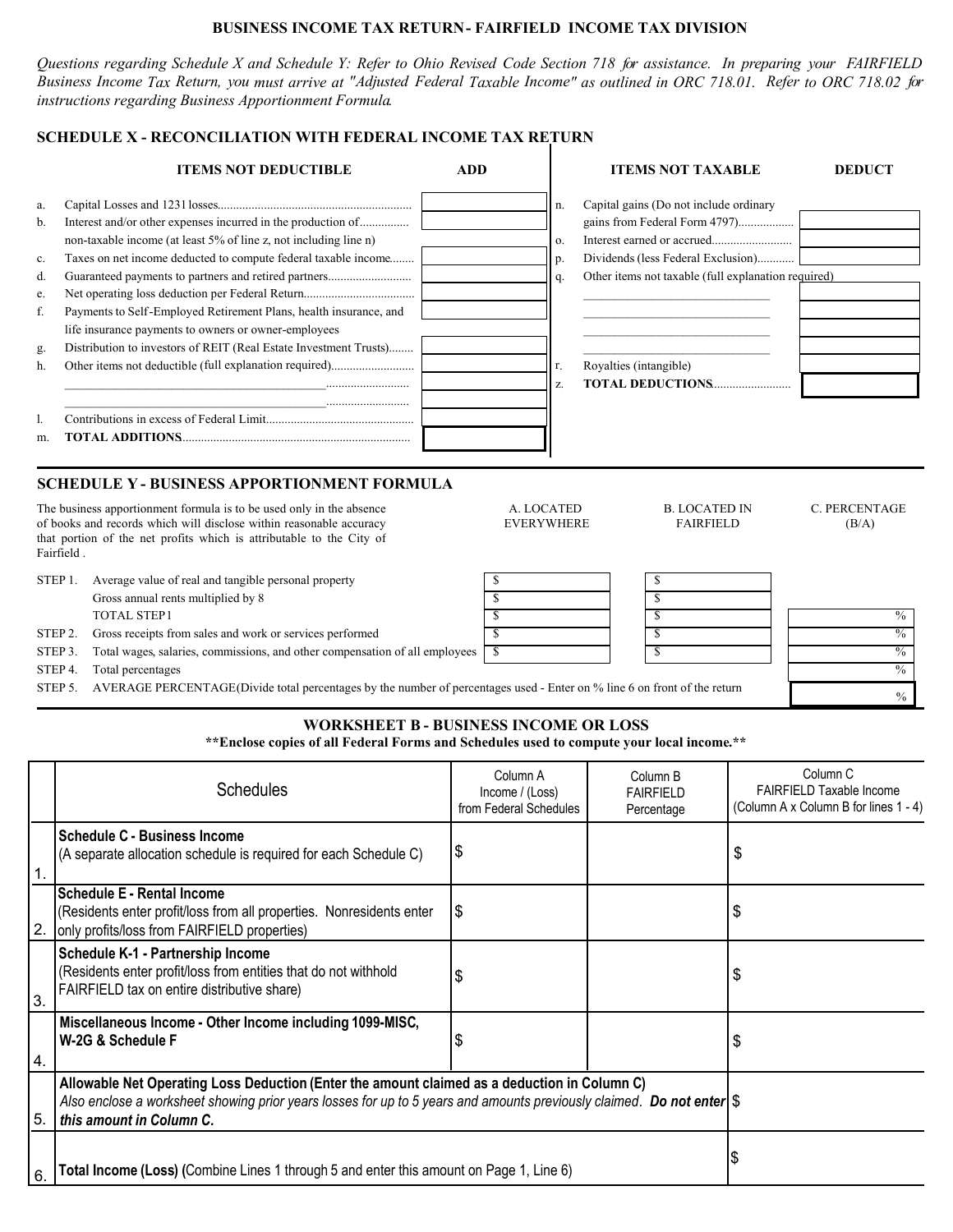## BUSINESS INCOME TAX RETURN - FAIRFIELD INCOME TAX DIVISION

*Questions regarding Schedule X and Schedule Y: Refer to Ohio Revised Code Section 718 for assistance. In preparing your FAIRFIELD Business Income Tax Return, you must arrive at "Adjusted Federal Taxable Income" as outlined in ORC 718.01. Refer to ORC 718.02 for instructions regarding Business Apportionment Formula.*

### SCHEDULE X - RECONCILIATION WITH FEDERAL INCOME TAX RETURN

| | ITEMS NOT DEDUCTIBLE | ADD |
|---|---|---|
| a. | Capital Losses and 1231 losses | |
| b. | Interest and/or other expenses incurred in the production of non-taxable income (at least 5% of line z, not including line n) | |
| c. | Taxes on net income deducted to compute federal taxable income | |
| d. | Guaranteed payments to partners and retired partners | |
| e. | Net operating loss deduction per Federal Return | |
| f. | Payments to Self-Employed Retirement Plans, health insurance, and life insurance payments to owners or owner-employees | |
| g. | Distribution to investors of REIT (Real Estate Investment Trusts) | |
| h. | Other items not deductible (full explanation required) | |
| | ______________________________ | |
| | ______________________________ | |
| l. | Contributions in excess of Federal Limit | |
| m. | **TOTAL ADDITIONS** | |

| | ITEMS NOT TAXABLE | DEDUCT |
|---|---|---|
| n. | Capital gains (Do not include ordinary gains from Federal Form 4797) | |
| o. | Interest earned or accrued | |
| p. | Dividends (less Federal Exclusion) | |
| q. | Other items not taxable (full explanation required) | |
| | ______________________________ | |
| | ______________________________ | |
| | ______________________________ | |
| | ______________________________ | |
| r. | Royalties (intangible) | |
| z. | **TOTAL DEDUCTIONS** | |

### SCHEDULE Y - BUSINESS APPORTIONMENT FORMULA

The business apportionment formula is to be used only in the absence of books and records which will disclose within reasonable accuracy that portion of the net profits which is attributable to the City of Fairfield .

| | | A. LOCATED EVERYWHERE | B. LOCATED IN FAIRFIELD | C. PERCENTAGE (B/A) |
|---|---|---|---|---|
| STEP 1. | Average value of real and tangible personal property | $ | $ | |
| | Gross annual rents multiplied by 8 | $ | $ | |
| | TOTAL STEP 1 | $ | $ | % |
| STEP 2. | Gross receipts from sales and work or services performed | $ | $ | % |
| STEP 3. | Total wages, salaries, commissions, and other compensation of all employees | $ | $ | % |
| STEP 4. | Total percentages | | | % |
| STEP 5. | AVERAGE PERCENTAGE (Divide total percentages by the number of percentages used - Enter on % line 6 on front of the return | | | % |

### WORKSHEET B - BUSINESS INCOME OR LOSS

****Enclose copies of all Federal Forms and Schedules used to compute your local income.****

| | Schedules | Column A Income / (Loss) from Federal Schedules | Column B FAIRFIELD Percentage | Column C FAIRFIELD Taxable Income (Column A x Column B for lines 1 - 4) |
|---|---|---|---|---|
| 1. | **Schedule C - Business Income** (A separate allocation schedule is required for each Schedule C) | $ | | $ |
| 2. | **Schedule E - Rental Income** (Residents enter profit/loss from all properties. Nonresidents enter only profits/loss from FAIRFIELD properties) | $ | | $ |
| 3. | **Schedule K-1 - Partnership Income** (Residents enter profit/loss from entities that do not withhold FAIRFIELD tax on entire distributive share) | $ | | $ |
| 4. | **Miscellaneous Income - Other Income including 1099-MISC, W-2G & Schedule F** | $ | | $ |
| 5. | **Allowable Net Operating Loss Deduction (Enter the amount claimed as a deduction in Column C)** *Also enclose a worksheet showing prior years losses for up to 5 years and amounts previously claimed.* ***Do not enter this amount in Column C.*** | | | $ |
| 6. | **Total Income (Loss)** (Combine Lines 1 through 5 and enter this amount on Page 1, Line 6) | | | $ |